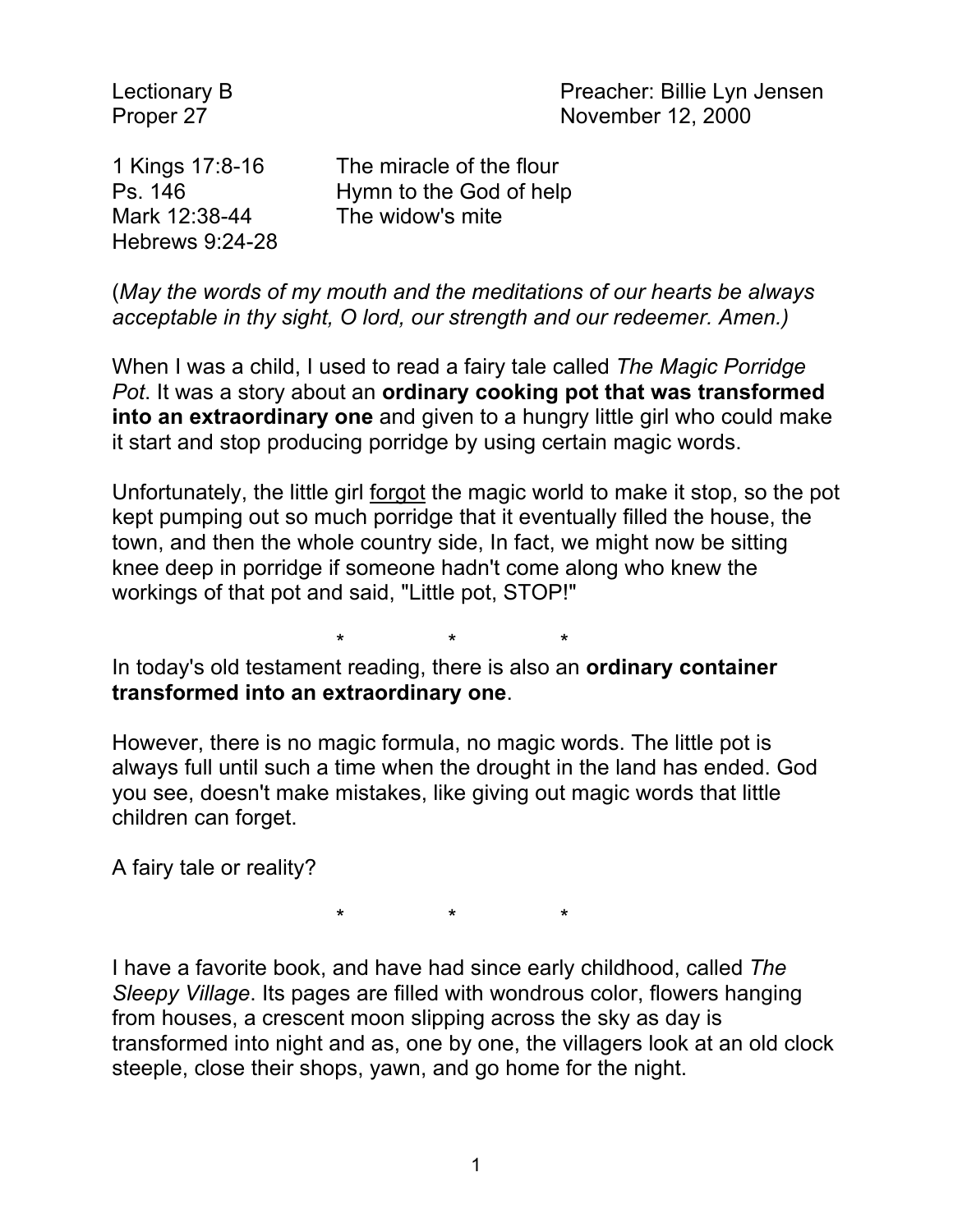Lectionary B
Proper 27

Preacher: Billie Lyn Jensen
November 12, 2000

| | |
|---|---|
| 1 Kings 17:8-16 | The miracle of the flour |
| Ps. 146 | Hymn to the God of help |
| Mark 12:38-44 | The widow's mite |
| Hebrews 9:24-28 | |

(*May the words of my mouth and the meditations of our hearts be always acceptable in thy sight, O lord, our strength and our redeemer. Amen.)*

When I was a child, I used to read a fairy tale called *The Magic Porridge Pot*. It was a story about an **ordinary cooking pot that was transformed into an extraordinary one** and given to a hungry little girl who could make it start and stop producing porridge by using certain magic words.

Unfortunately, the little girl <u>forgot</u> the magic world to make it stop, so the pot kept pumping out so much porridge that it eventually filled the house, the town, and then the whole country side, In fact, we might now be sitting knee deep in porridge if someone hadn't come along who knew the workings of that pot and said, "Little pot, STOP!"

\*  \*  \*

In today's old testament reading, there is also an **ordinary container transformed into an extraordinary one**.

However, there is no magic formula, no magic words. The little pot is always full until such a time when the drought in the land has ended. God you see, doesn't make mistakes, like giving out magic words that little children can forget.

A fairy tale or reality?

\*  \*  \*

I have a favorite book, and have had since early childhood, called *The Sleepy Village*. Its pages are filled with wondrous color, flowers hanging from houses, a crescent moon slipping across the sky as day is transformed into night and as, one by one, the villagers look at an old clock steeple, close their shops, yawn, and go home for the night.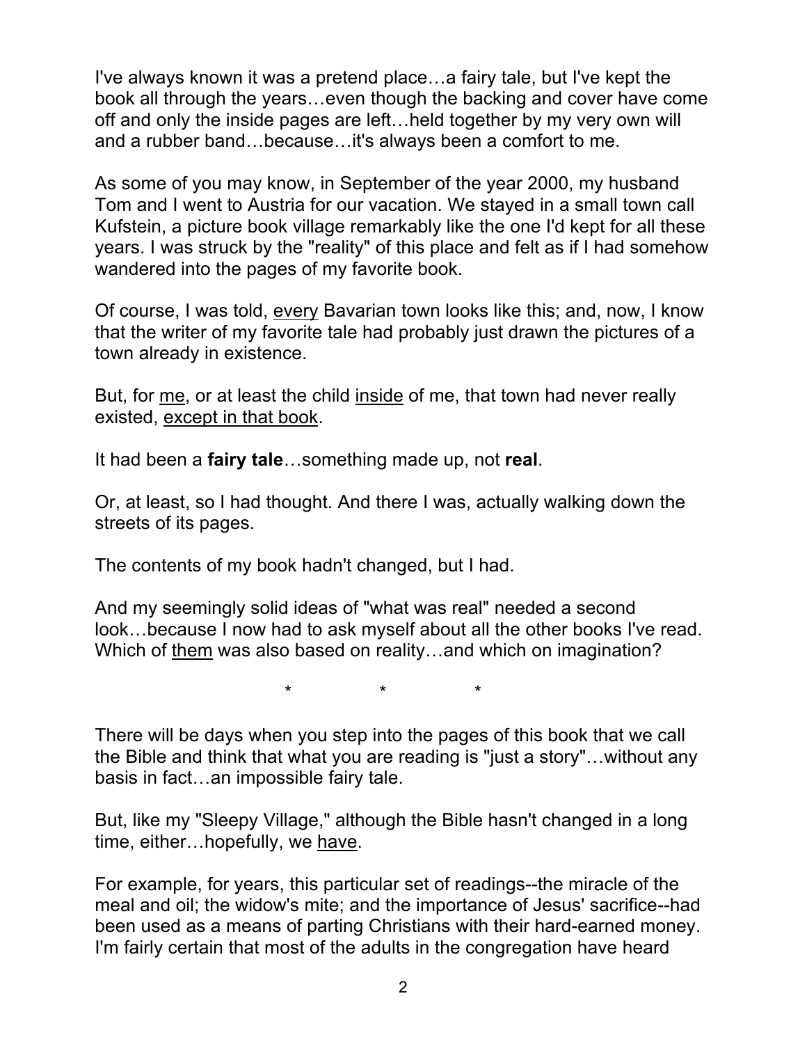I've always known it was a pretend place…a fairy tale, but I've kept the book all through the years…even though the backing and cover have come off and only the inside pages are left…held together by my very own will and a rubber band…because…it's always been a comfort to me.

As some of you may know, in September of the year 2000, my husband Tom and I went to Austria for our vacation. We stayed in a small town call Kufstein, a picture book village remarkably like the one I'd kept for all these years. I was struck by the "reality" of this place and felt as if I had somehow wandered into the pages of my favorite book.

Of course, I was told, <u>every</u> Bavarian town looks like this; and, now, I know that the writer of my favorite tale had probably just drawn the pictures of a town already in existence.

But, for <u>me</u>, or at least the child <u>inside</u> of me, that town had never really existed, <u>except in that book</u>.

It had been a **fairy tale**…something made up, not **real**.

Or, at least, so I had thought. And there I was, actually walking down the streets of its pages.

The contents of my book hadn't changed, but I had.

And my seemingly solid ideas of "what was real" needed a second look…because I now had to ask myself about all the other books I've read. Which of <u>them</u> was also based on reality…and which on imagination?

\*           \*           \*

There will be days when you step into the pages of this book that we call the Bible and think that what you are reading is "just a story"…without any basis in fact…an impossible fairy tale.

But, like my "Sleepy Village," although the Bible hasn't changed in a long time, either…hopefully, we <u>have</u>.

For example, for years, this particular set of readings--the miracle of the meal and oil; the widow's mite; and the importance of Jesus' sacrifice--had been used as a means of parting Christians with their hard-earned money. I'm fairly certain that most of the adults in the congregation have heard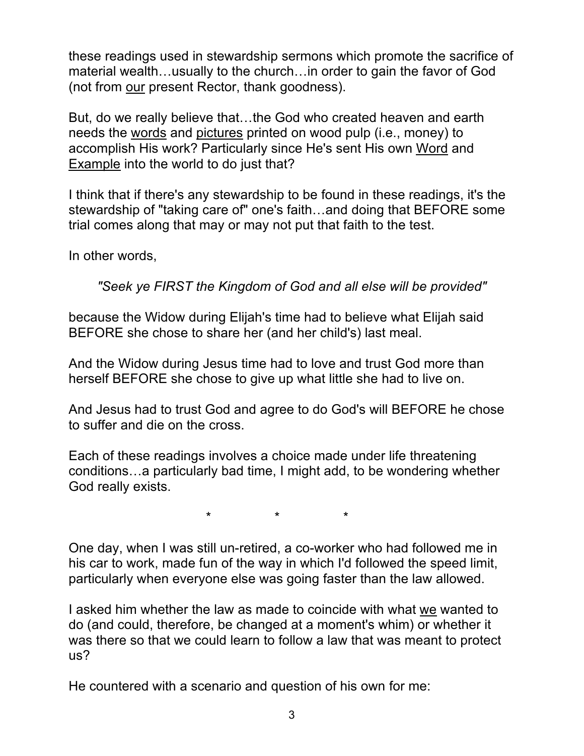these readings used in stewardship sermons which promote the sacrifice of material wealth…usually to the church…in order to gain the favor of God (not from <u>our</u> present Rector, thank goodness).

But, do we really believe that…the God who created heaven and earth needs the <u>words</u> and <u>pictures</u> printed on wood pulp (i.e., money) to accomplish His work? Particularly since He's sent His own <u>Word</u> and <u>Example</u> into the world to do just that?

I think that if there's any stewardship to be found in these readings, it's the stewardship of "taking care of" one's faith…and doing that BEFORE some trial comes along that may or may not put that faith to the test.

In other words,

> *"Seek ye FIRST the Kingdom of God and all else will be provided"*

because the Widow during Elijah's time had to believe what Elijah said BEFORE she chose to share her (and her child's) last meal.

And the Widow during Jesus time had to love and trust God more than herself BEFORE she chose to give up what little she had to live on.

And Jesus had to trust God and agree to do God's will BEFORE he chose to suffer and die on the cross.

Each of these readings involves a choice made under life threatening conditions…a particularly bad time, I might add, to be wondering whether God really exists.

\*                \*                \*

One day, when I was still un-retired, a co-worker who had followed me in his car to work, made fun of the way in which I'd followed the speed limit, particularly when everyone else was going faster than the law allowed.

I asked him whether the law as made to coincide with what <u>we</u> wanted to do (and could, therefore, be changed at a moment's whim) or whether it was there so that we could learn to follow a law that was meant to protect us?

He countered with a scenario and question of his own for me: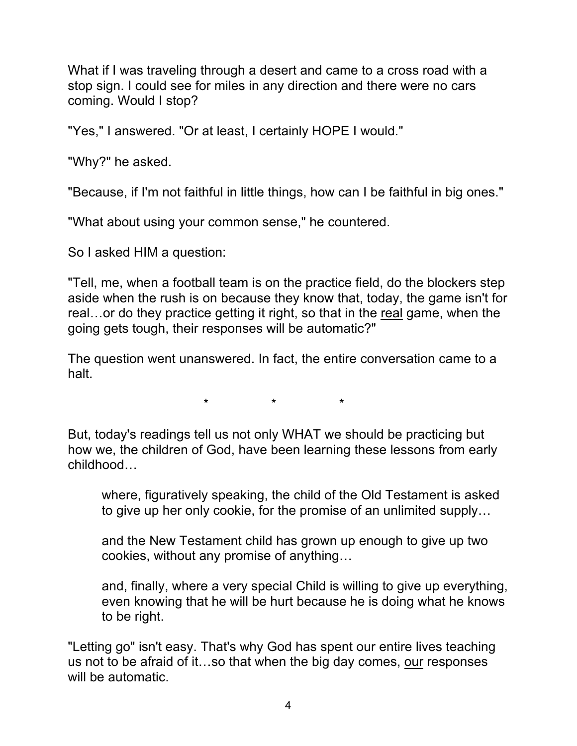What if I was traveling through a desert and came to a cross road with a stop sign. I could see for miles in any direction and there were no cars coming. Would I stop?

"Yes," I answered. "Or at least, I certainly HOPE I would."

"Why?" he asked.

"Because, if I'm not faithful in little things, how can I be faithful in big ones."

"What about using your common sense," he countered.

So I asked HIM a question:

"Tell, me, when a football team is on the practice field, do the blockers step aside when the rush is on because they know that, today, the game isn't for real…or do they practice getting it right, so that in the <u>real</u> game, when the going gets tough, their responses will be automatic?"

The question went unanswered. In fact, the entire conversation came to a halt.

\* \* \*

But, today's readings tell us not only WHAT we should be practicing but how we, the children of God, have been learning these lessons from early childhood…

> where, figuratively speaking, the child of the Old Testament is asked to give up her only cookie, for the promise of an unlimited supply…
>
> and the New Testament child has grown up enough to give up two cookies, without any promise of anything…
>
> and, finally, where a very special Child is willing to give up everything, even knowing that he will be hurt because he is doing what he knows to be right.

"Letting go" isn't easy. That's why God has spent our entire lives teaching us not to be afraid of it…so that when the big day comes, <u>our</u> responses will be automatic.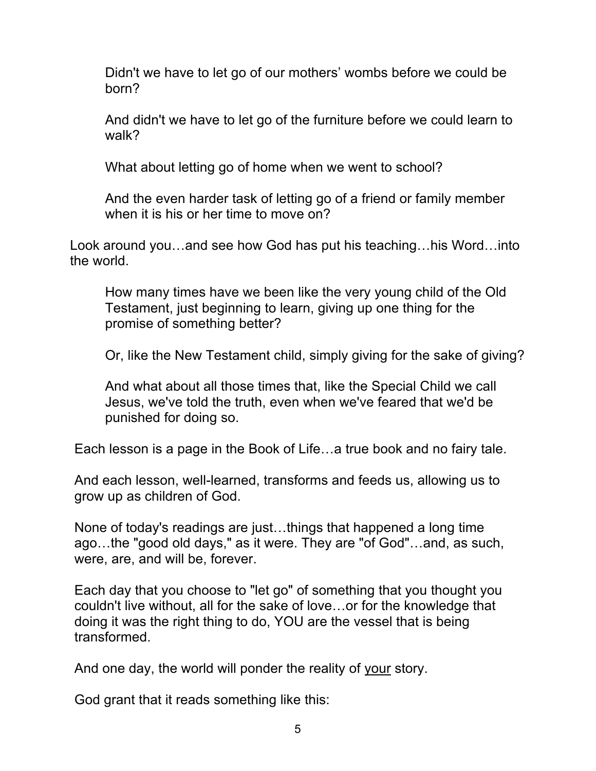Didn't we have to let go of our mothers' wombs before we could be born?

And didn't we have to let go of the furniture before we could learn to walk?

What about letting go of home when we went to school?

And the even harder task of letting go of a friend or family member when it is his or her time to move on?

Look around you…and see how God has put his teaching…his Word…into the world.

How many times have we been like the very young child of the Old Testament, just beginning to learn, giving up one thing for the promise of something better?

Or, like the New Testament child, simply giving for the sake of giving?

And what about all those times that, like the Special Child we call Jesus, we've told the truth, even when we've feared that we'd be punished for doing so.

Each lesson is a page in the Book of Life…a true book and no fairy tale.

And each lesson, well-learned, transforms and feeds us, allowing us to grow up as children of God.

None of today's readings are just…things that happened a long time ago…the "good old days," as it were. They are "of God"…and, as such, were, are, and will be, forever.

Each day that you choose to "let go" of something that you thought you couldn't live without, all for the sake of love…or for the knowledge that doing it was the right thing to do, YOU are the vessel that is being transformed.

And one day, the world will ponder the reality of <u>your</u> story.

God grant that it reads something like this: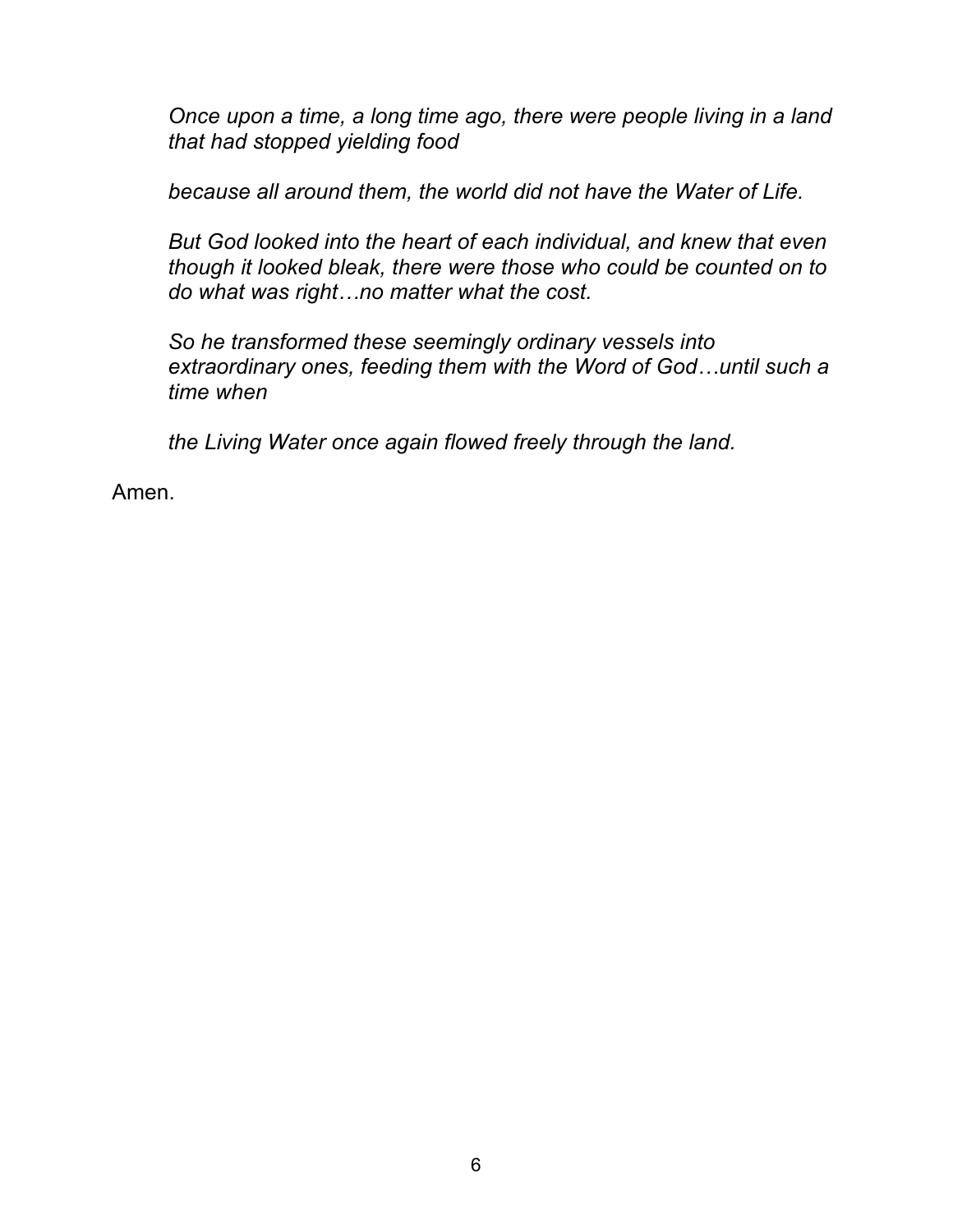*Once upon a time, a long time ago, there were people living in a land that had stopped yielding food*

*because all around them, the world did not have the Water of Life.*

*But God looked into the heart of each individual, and knew that even though it looked bleak, there were those who could be counted on to do what was right…no matter what the cost.*

*So he transformed these seemingly ordinary vessels into extraordinary ones, feeding them with the Word of God…until such a time when*

*the Living Water once again flowed freely through the land.*

Amen.